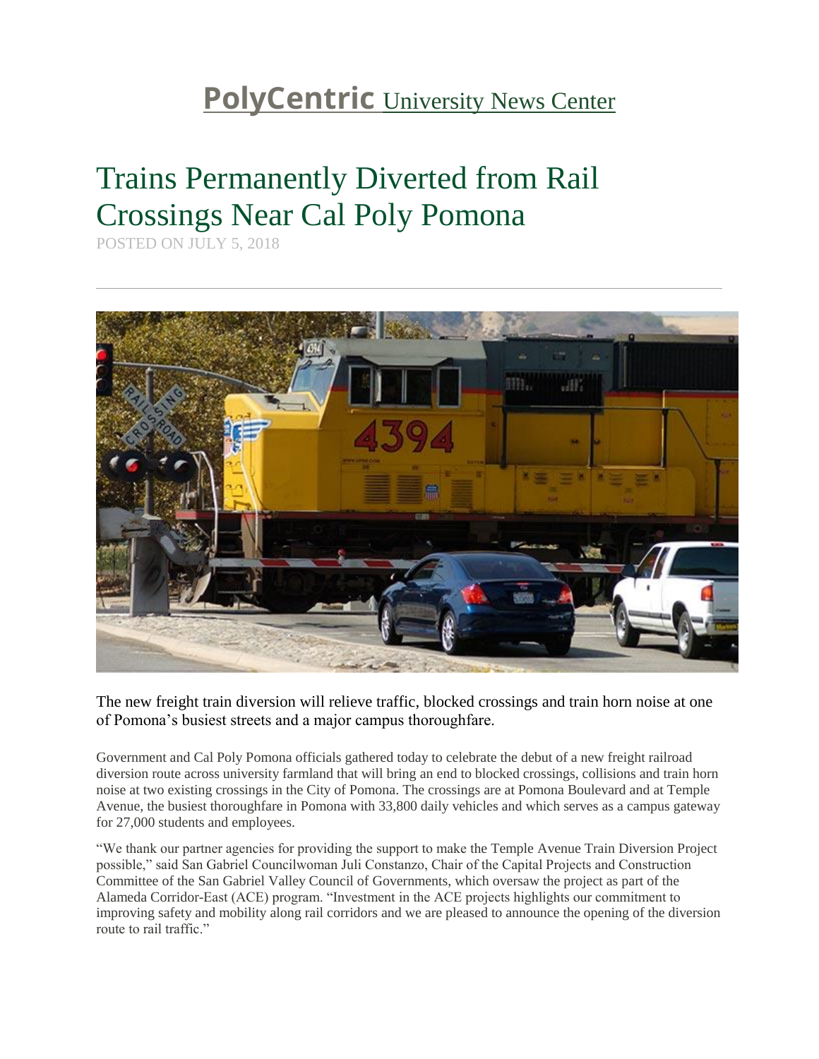**PolyCentric** University News Center

# Trains Permanently Diverted from Rail Crossings Near Cal Poly Pomona

POSTED ON JULY 5, 2018

The new freight train diversion will relieve traffic, blocked crossings and train horn noise at one of Pomona's busiest streets and a major campus thoroughfare.

Government and Cal Poly Pomona officials gathered today to celebrate the debut of a new freight railroad diversion route across university farmland that will bring an end to blocked crossings, collisions and train horn noise at two existing crossings in the City of Pomona. The crossings are at Pomona Boulevard and at Temple Avenue, the busiest thoroughfare in Pomona with 33,800 daily vehicles and which serves as a campus gateway for 27,000 students and employees.

"We thank our partner agencies for providing the support to make the Temple Avenue Train Diversion Project possible," said San Gabriel Councilwoman Juli Constanzo, Chair of the Capital Projects and Construction Committee of the San Gabriel Valley Council of Governments, which oversaw the project as part of the Alameda Corridor-East (ACE) program. "Investment in the ACE projects highlights our commitment to improving safety and mobility along rail corridors and we are pleased to announce the opening of the diversion route to rail traffic."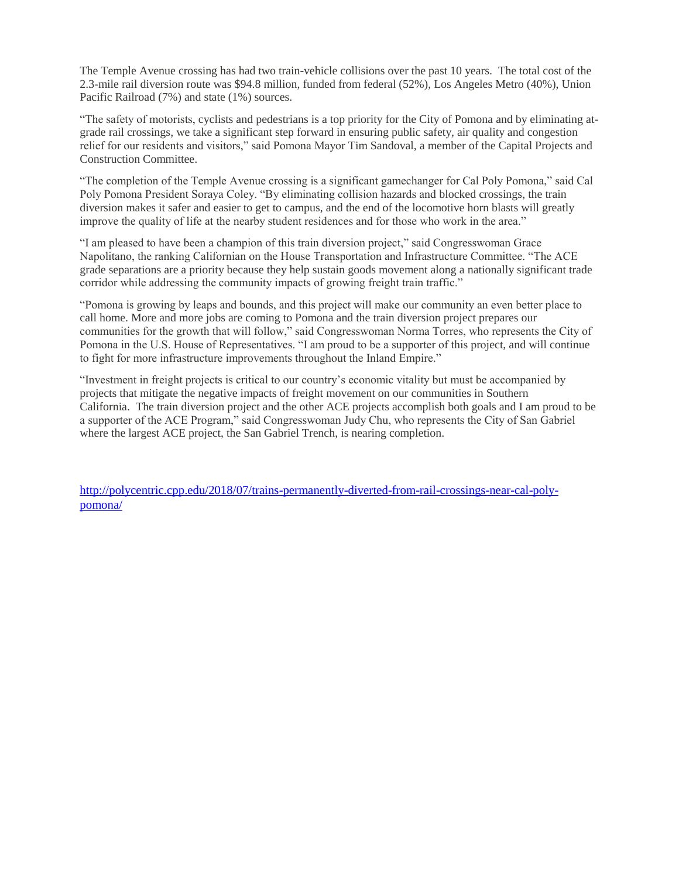The Temple Avenue crossing has had two train-vehicle collisions over the past 10 years. The total cost of the 2.3-mile rail diversion route was $94.8 million, funded from federal (52%), Los Angeles Metro (40%), Union Pacific Railroad (7%) and state (1%) sources.

"The safety of motorists, cyclists and pedestrians is a top priority for the City of Pomona and by eliminating at-grade rail crossings, we take a significant step forward in ensuring public safety, air quality and congestion relief for our residents and visitors," said Pomona Mayor Tim Sandoval, a member of the Capital Projects and Construction Committee.

"The completion of the Temple Avenue crossing is a significant gamechanger for Cal Poly Pomona," said Cal Poly Pomona President Soraya Coley. "By eliminating collision hazards and blocked crossings, the train diversion makes it safer and easier to get to campus, and the end of the locomotive horn blasts will greatly improve the quality of life at the nearby student residences and for those who work in the area."

"I am pleased to have been a champion of this train diversion project," said Congresswoman Grace Napolitano, the ranking Californian on the House Transportation and Infrastructure Committee. "The ACE grade separations are a priority because they help sustain goods movement along a nationally significant trade corridor while addressing the community impacts of growing freight train traffic."

"Pomona is growing by leaps and bounds, and this project will make our community an even better place to call home. More and more jobs are coming to Pomona and the train diversion project prepares our communities for the growth that will follow," said Congresswoman Norma Torres, who represents the City of Pomona in the U.S. House of Representatives. "I am proud to be a supporter of this project, and will continue to fight for more infrastructure improvements throughout the Inland Empire."

"Investment in freight projects is critical to our country's economic vitality but must be accompanied by projects that mitigate the negative impacts of freight movement on our communities in Southern California. The train diversion project and the other ACE projects accomplish both goals and I am proud to be a supporter of the ACE Program," said Congresswoman Judy Chu, who represents the City of San Gabriel where the largest ACE project, the San Gabriel Trench, is nearing completion.

http://polycentric.cpp.edu/2018/07/trains-permanently-diverted-from-rail-crossings-near-cal-poly-pomona/